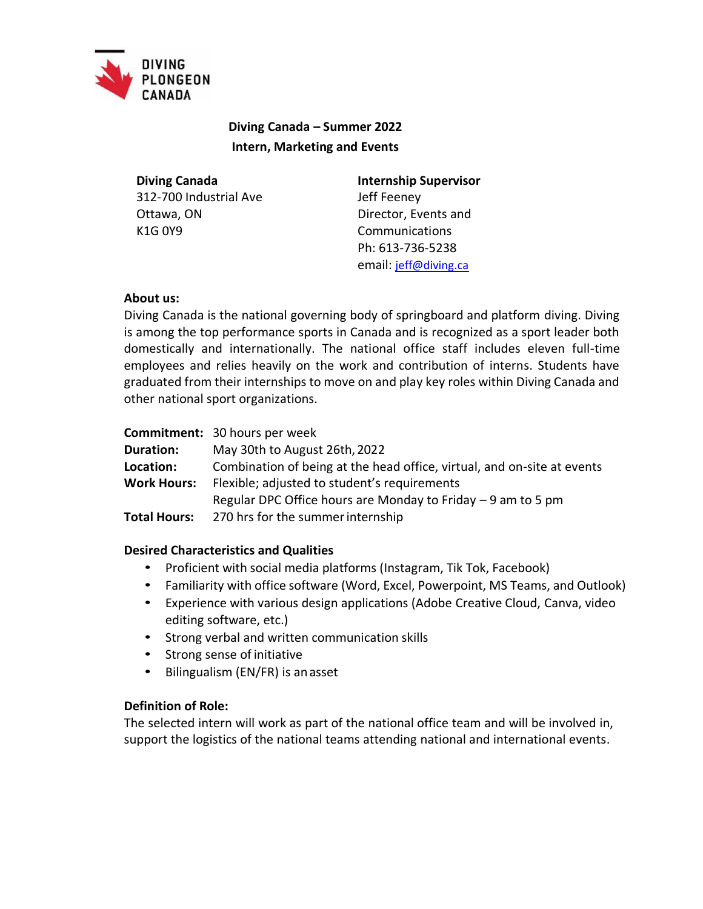DIVING
PLONGEON
CANADA

# Diving Canada – Summer 2022
## Intern, Marketing and Events

**Diving Canada**
312-700 Industrial Ave
Ottawa, ON
K1G 0Y9

**Internship Supervisor**
Jeff Feeney
Director, Events and Communications
Ph: 613-736-5238
email: jeff@diving.ca

**About us:**
Diving Canada is the national governing body of springboard and platform diving. Diving is among the top performance sports in Canada and is recognized as a sport leader both domestically and internationally. The national office staff includes eleven full-time employees and relies heavily on the work and contribution of interns. Students have graduated from their internships to move on and play key roles within Diving Canada and other national sport organizations.

**Commitment:** 30 hours per week
**Duration:** May 30th to August 26th, 2022
**Location:** Combination of being at the head office, virtual, and on-site at events
**Work Hours:** Flexible; adjusted to student's requirements
Regular DPC Office hours are Monday to Friday – 9 am to 5 pm
**Total Hours:** 270 hrs for the summer internship

**Desired Characteristics and Qualities**

- Proficient with social media platforms (Instagram, Tik Tok, Facebook)
- Familiarity with office software (Word, Excel, Powerpoint, MS Teams, and Outlook)
- Experience with various design applications (Adobe Creative Cloud, Canva, video editing software, etc.)
- Strong verbal and written communication skills
- Strong sense of initiative
- Bilingualism (EN/FR) is an asset

**Definition of Role:**
The selected intern will work as part of the national office team and will be involved in, support the logistics of the national teams attending national and international events.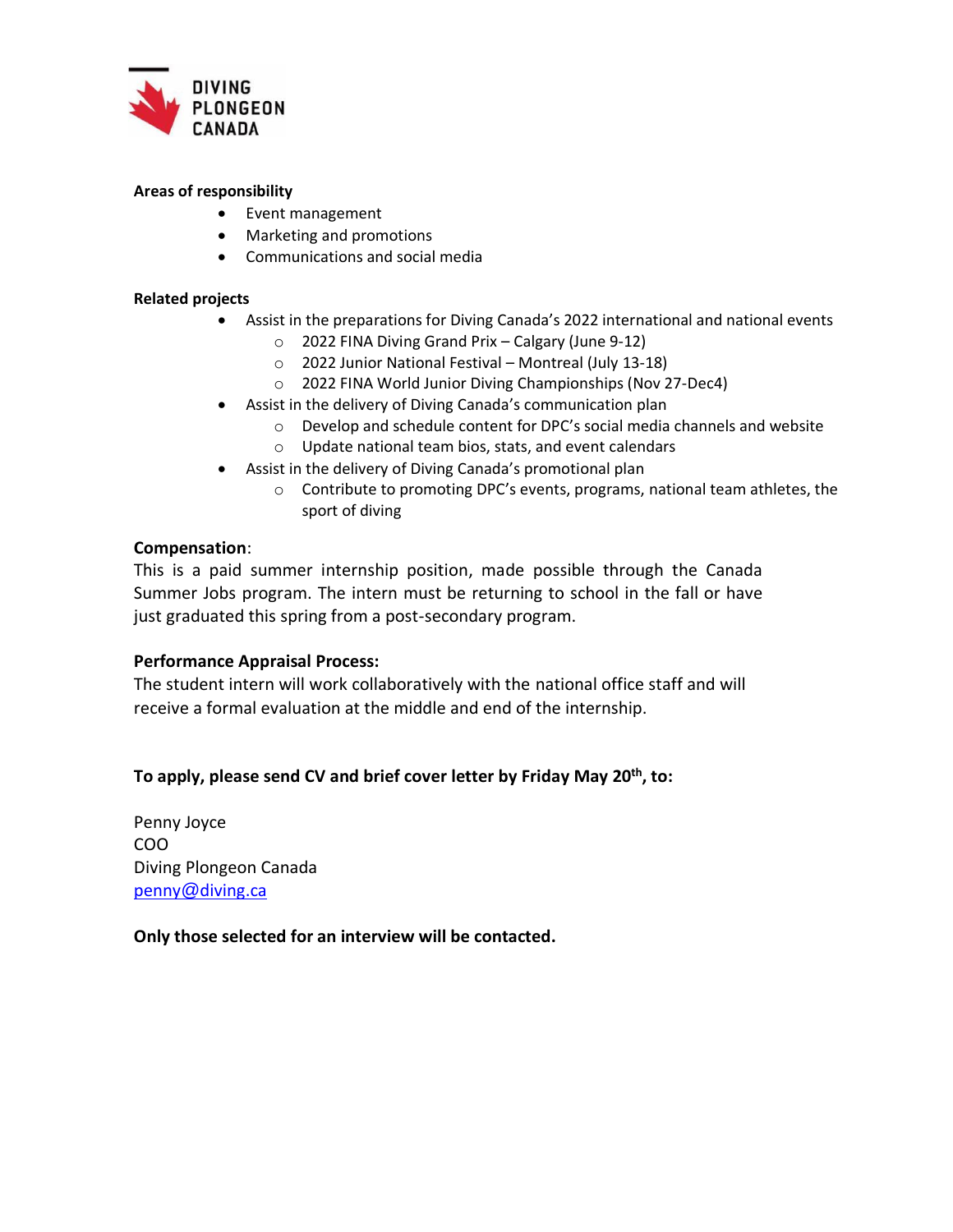**Areas of responsibility**

- Event management
- Marketing and promotions
- Communications and social media

**Related projects**

- Assist in the preparations for Diving Canada's 2022 international and national events
  - 2022 FINA Diving Grand Prix – Calgary (June 9-12)
  - 2022 Junior National Festival – Montreal (July 13-18)
  - 2022 FINA World Junior Diving Championships (Nov 27-Dec4)
- Assist in the delivery of Diving Canada's communication plan
  - Develop and schedule content for DPC's social media channels and website
  - Update national team bios, stats, and event calendars
- Assist in the delivery of Diving Canada's promotional plan
  - Contribute to promoting DPC's events, programs, national team athletes, the sport of diving

**Compensation**:
This is a paid summer internship position, made possible through the Canada Summer Jobs program. The intern must be returning to school in the fall or have just graduated this spring from a post-secondary program.

**Performance Appraisal Process:**
The student intern will work collaboratively with the national office staff and will receive a formal evaluation at the middle and end of the internship.

**To apply, please send CV and brief cover letter by Friday May 20th, to:**

Penny Joyce
COO
Diving Plongeon Canada
penny@diving.ca

**Only those selected for an interview will be contacted.**